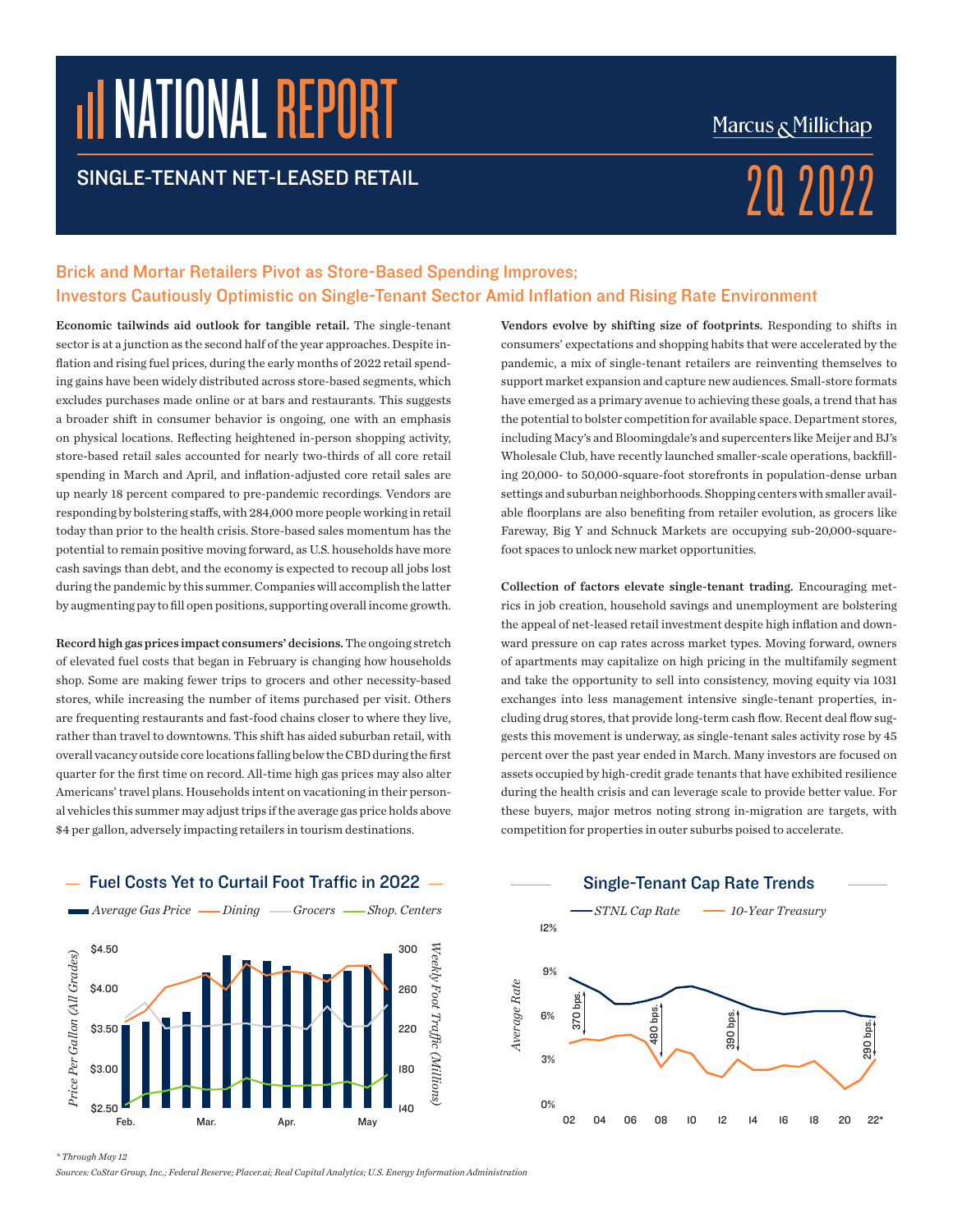# NATIONAL REPORT

Marcus & Millichap

## SINGLE-TENANT NET-LEASED RETAIL

2Q 2022

## Brick and Mortar Retailers Pivot as Store-Based Spending Improves; Investors Cautiously Optimistic on Single-Tenant Sector Amid Inflation and Rising Rate Environment

**Economic tailwinds aid outlook for tangible retail.** The single-tenant sector is at a junction as the second half of the year approaches. Despite inflation and rising fuel prices, during the early months of 2022 retail spending gains have been widely distributed across store-based segments, which excludes purchases made online or at bars and restaurants. This suggests a broader shift in consumer behavior is ongoing, one with an emphasis on physical locations. Reflecting heightened in-person shopping activity, store-based retail sales accounted for nearly two-thirds of all core retail spending in March and April, and inflation-adjusted core retail sales are up nearly 18 percent compared to pre-pandemic recordings. Vendors are responding by bolstering staffs, with 284,000 more people working in retail today than prior to the health crisis. Store-based sales momentum has the potential to remain positive moving forward, as U.S. households have more cash savings than debt, and the economy is expected to recoup all jobs lost during the pandemic by this summer. Companies will accomplish the latter by augmenting pay to fill open positions, supporting overall income growth.

**Record high gas prices impact consumers' decisions.** The ongoing stretch of elevated fuel costs that began in February is changing how households shop. Some are making fewer trips to grocers and other necessity-based stores, while increasing the number of items purchased per visit. Others are frequenting restaurants and fast-food chains closer to where they live, rather than travel to downtowns. This shift has aided suburban retail, with overall vacancy outside core locations falling below the CBD during the first quarter for the first time on record. All-time high gas prices may also alter Americans' travel plans. Households intent on vacationing in their personal vehicles this summer may adjust trips if the average gas price holds above $4 per gallon, adversely impacting retailers in tourism destinations.

**Vendors evolve by shifting size of footprints.** Responding to shifts in consumers' expectations and shopping habits that were accelerated by the pandemic, a mix of single-tenant retailers are reinventing themselves to support market expansion and capture new audiences. Small-store formats have emerged as a primary avenue to achieving these goals, a trend that has the potential to bolster competition for available space. Department stores, including Macy's and Bloomingdale's and supercenters like Meijer and BJ's Wholesale Club, have recently launched smaller-scale operations, backfilling 20,000- to 50,000-square-foot storefronts in population-dense urban settings and suburban neighborhoods. Shopping centers with smaller available floorplans are also benefiting from retailer evolution, as grocers like Fareway, Big Y and Schnuck Markets are occupying sub-20,000-square-foot spaces to unlock new market opportunities.

**Collection of factors elevate single-tenant trading.** Encouraging metrics in job creation, household savings and unemployment are bolstering the appeal of net-leased retail investment despite high inflation and downward pressure on cap rates across market types. Moving forward, owners of apartments may capitalize on high pricing in the multifamily segment and take the opportunity to sell into consistency, moving equity via 1031 exchanges into less management intensive single-tenant properties, including drug stores, that provide long-term cash flow. Recent deal flow suggests this movement is underway, as single-tenant sales activity rose by 45 percent over the past year ended in March. Many investors are focused on assets occupied by high-credit grade tenants that have exhibited resilience during the health crisis and can leverage scale to provide better value. For these buyers, major metros noting strong in-migration are targets, with competition for properties in outer suburbs poised to accelerate.

### Fuel Costs Yet to Curtail Foot Traffic in 2022

Average Gas Price — Dining — Grocers — Shop. Centers

Price Per Gallon (All Grades): $2.50–$4.50; Weekly Foot Traffic (Millions): 140–300; Feb., Mar., Apr., May

### Single-Tenant Cap Rate Trends

STNL Cap Rate — 10-Year Treasury

Average Rate: 0%–12%; 02–22*; spreads: 370 bps., 480 bps., 390 bps., 290 bps.

\* Through May 12

Sources: CoStar Group, Inc.; Federal Reserve; Placer.ai; Real Capital Analytics; U.S. Energy Information Administration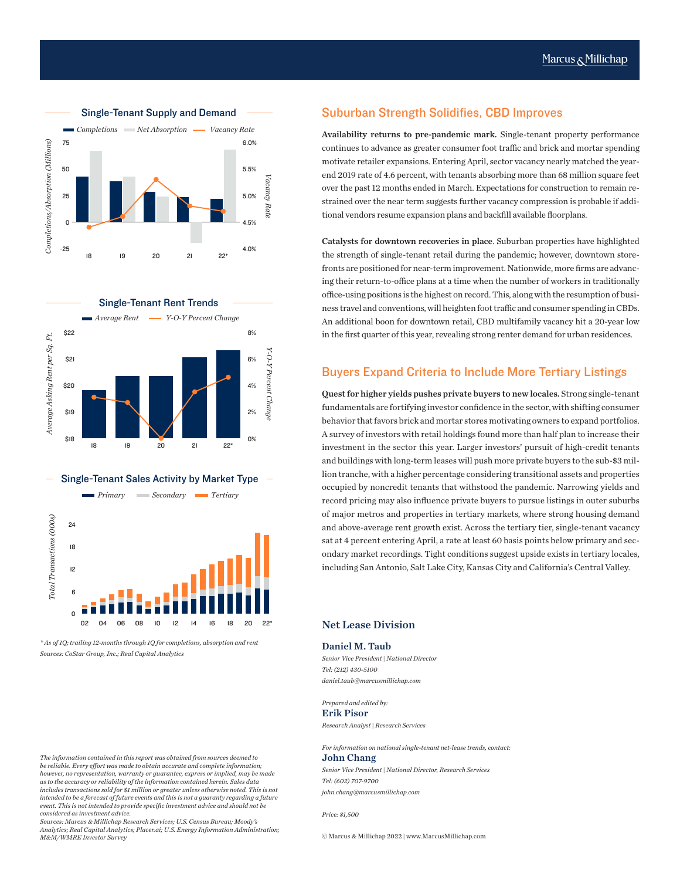## Single-Tenant Supply and Demand

Completions · Net Absorption · Vacancy Rate

Completions/Absorption (Millions)

75
50
25
0
-25

6.0%
5.5%
5.0%
4.5%
4.0%

Vacancy Rate

18 19 20 21 22*

## Single-Tenant Rent Trends

Average Rent · Y-O-Y Percent Change

Average Asking Rent per Sq. Ft.

$22
$21
$20
$19
$18

8%
6%
4%
2%
0%

Y-O-Y Percent Change

18 19 20 21 22*

## Single-Tenant Sales Activity by Market Type

Primary · Secondary · Tertiary

Total Transactions (000s)

24
18
12
6
0

02 04 06 08 10 12 14 16 18 20 22*

*\* As of 1Q; trailing 12-months through 1Q for completions, absorption and rent*
*Sources: CoStar Group, Inc.; Real Capital Analytics*

## Suburban Strength Solidifies, CBD Improves

**Availability returns to pre-pandemic mark.** Single-tenant property performance continues to advance as greater consumer foot traffic and brick and mortar spending motivate retailer expansions. Entering April, sector vacancy nearly matched the year-end 2019 rate of 4.6 percent, with tenants absorbing more than 68 million square feet over the past 12 months ended in March. Expectations for construction to remain restrained over the near term suggests further vacancy compression is probable if additional vendors resume expansion plans and backfill available floorplans.

**Catalysts for downtown recoveries in place**. Suburban properties have highlighted the strength of single-tenant retail during the pandemic; however, downtown storefronts are positioned for near-term improvement. Nationwide, more firms are advancing their return-to-office plans at a time when the number of workers in traditionally office-using positions is the highest on record. This, along with the resumption of business travel and conventions, will heighten foot traffic and consumer spending in CBDs. An additional boon for downtown retail, CBD multifamily vacancy hit a 20-year low in the first quarter of this year, revealing strong renter demand for urban residences.

## Buyers Expand Criteria to Include More Tertiary Listings

**Quest for higher yields pushes private buyers to new locales.** Strong single-tenant fundamentals are fortifying investor confidence in the sector, with shifting consumer behavior that favors brick and mortar stores motivating owners to expand portfolios. A survey of investors with retail holdings found more than half plan to increase their investment in the sector this year. Larger investors' pursuit of high-credit tenants and buildings with long-term leases will push more private buyers to the sub-$3 million tranche, with a higher percentage considering transitional assets and properties occupied by noncredit tenants that withstood the pandemic. Narrowing yields and record pricing may also influence private buyers to pursue listings in outer suburbs of major metros and properties in tertiary markets, where strong housing demand and above-average rent growth exist. Across the tertiary tier, single-tenant vacancy sat at 4 percent entering April, a rate at least 60 basis points below primary and secondary market recordings. Tight conditions suggest upside exists in tertiary locales, including San Antonio, Salt Lake City, Kansas City and California's Central Valley.

### Net Lease Division

**Daniel M. Taub**
*Senior Vice President | National Director*
*Tel: (212) 430-5100*
*daniel.taub@marcusmillichap.com*

*Prepared and edited by:*
**Erik Pisor**
*Research Analyst | Research Services*

*For information on national single-tenant net-lease trends, contact:*
**John Chang**
*Senior Vice President | National Director, Research Services*
*Tel: (602) 707-9700*
*john.chang@marcusmillichap.com*

*Price: $1,500*

© Marcus & Millichap 2022 | www.MarcusMillichap.com

*The information contained in this report was obtained from sources deemed to be reliable. Every effort was made to obtain accurate and complete information; however, no representation, warranty or guarantee, express or implied, may be made as to the accuracy or reliability of the information contained herein. Sales data includes transactions sold for $1 million or greater unless otherwise noted. This is not intended to be a forecast of future events and this is not a guaranty regarding a future event. This is not intended to provide specific investment advice and should not be considered as investment advice.*
*Sources: Marcus & Millichap Research Services; U.S. Census Bureau; Moody's Analytics; Real Capital Analytics; Placer.ai; U.S. Energy Information Administration; M&M/WMRE Investor Survey*